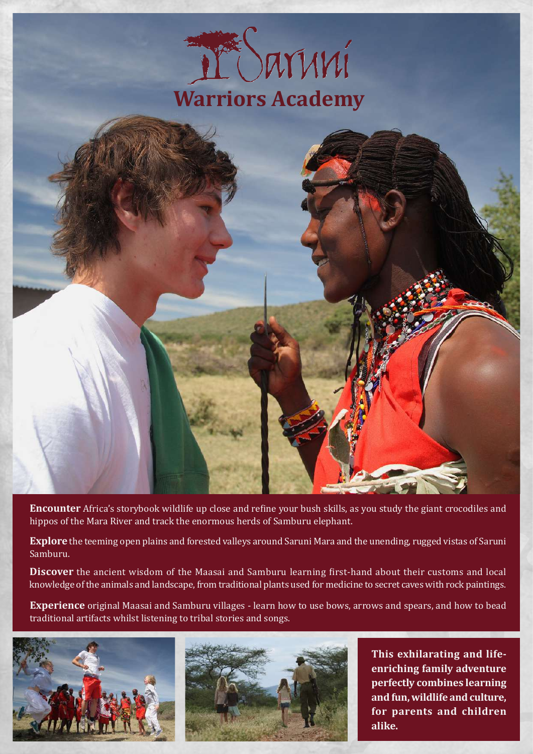# Saruni

## Warriors Academy

**Encounter** Africa's storybook wildlife up close and refine your bush skills, as you study the giant crocodiles and hippos of the Mara River and track the enormous herds of Samburu elephant.

**Explore** the teeming open plains and forested valleys around Saruni Mara and the unending, rugged vistas of Saruni Samburu.

**Discover** the ancient wisdom of the Maasai and Samburu learning first-hand about their customs and local knowledge of the animals and landscape, from traditional plants used for medicine to secret caves with rock paintings.

**Experience** original Maasai and Samburu villages - learn how to use bows, arrows and spears, and how to bead traditional artifacts whilst listening to tribal stories and songs.

**This exhilarating and life-enriching family adventure perfectly combines learning and fun, wildlife and culture, for parents and children alike.**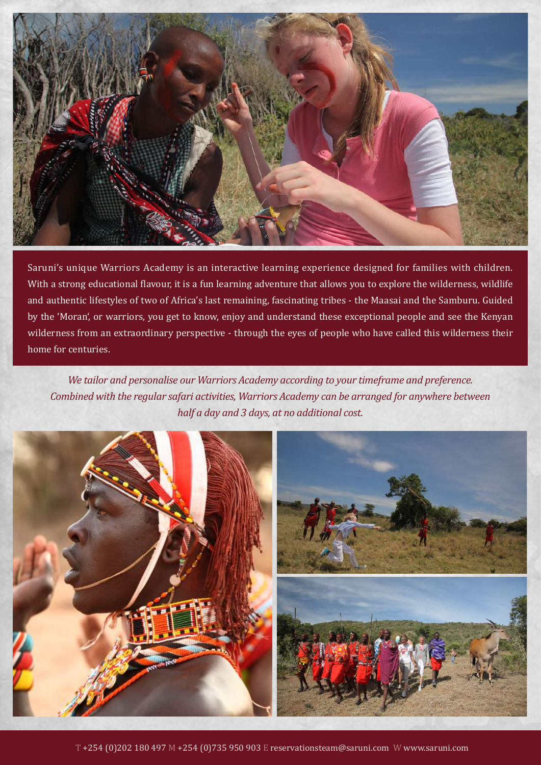Saruni's unique Warriors Academy is an interactive learning experience designed for families with children. With a strong educational flavour, it is a fun learning adventure that allows you to explore the wilderness, wildlife and authentic lifestyles of two of Africa's last remaining, fascinating tribes - the Maasai and the Samburu. Guided by the 'Moran', or warriors, you get to know, enjoy and understand these exceptional people and see the Kenyan wilderness from an extraordinary perspective - through the eyes of people who have called this wilderness their home for centuries.

*We tailor and personalise our Warriors Academy according to your timeframe and preference. Combined with the regular safari activities, Warriors Academy can be arranged for anywhere between half a day and 3 days, at no additional cost.*

T +254 (0)202 180 497 M +254 (0)735 950 903 E reservationsteam@saruni.com W www.saruni.com